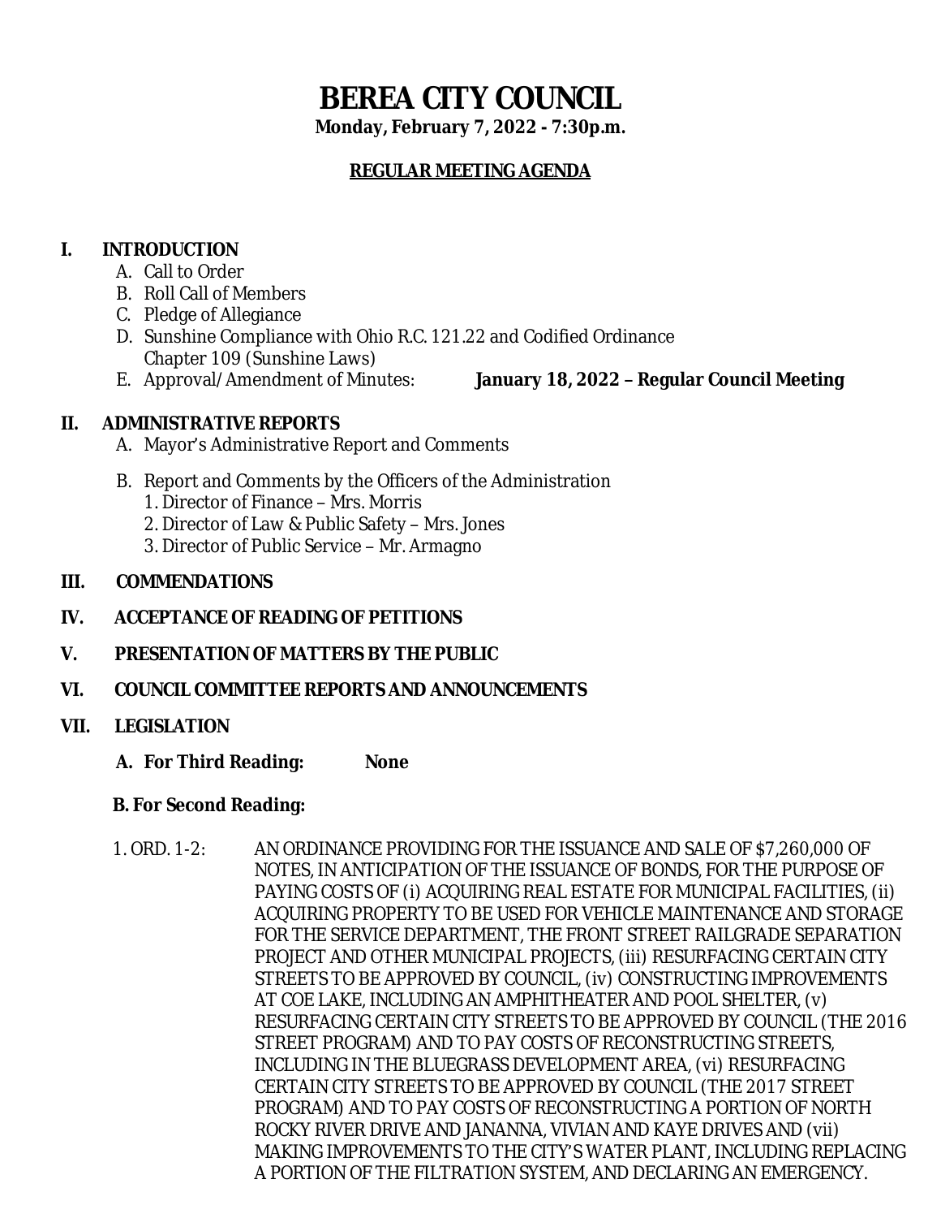# BEREA CITY COUNCIL

**Monday, February 7, 2022 - 7:30p.m.**

**REGULAR MEETING AGENDA**

## I. INTRODUCTION

A. Call to Order
B. Roll Call of Members
C. Pledge of Allegiance
D. Sunshine Compliance with Ohio R.C. 121.22 and Codified Ordinance Chapter 109 (Sunshine Laws)
E. Approval/Amendment of Minutes: **January 18, 2022 – Regular Council Meeting**

## II. ADMINISTRATIVE REPORTS

A. Mayor's Administrative Report and Comments

B. Report and Comments by the Officers of the Administration
1. Director of Finance – Mrs. Morris
2. Director of Law & Public Safety – Mrs. Jones
3. Director of Public Service – Mr. Armagno

## III. COMMENDATIONS

## IV. ACCEPTANCE OF READING OF PETITIONS

## V. PRESENTATION OF MATTERS BY THE PUBLIC

## VI. COUNCIL COMMITTEE REPORTS AND ANNOUNCEMENTS

## VII. LEGISLATION

**A. For Third Reading: None**

**B. For Second Reading:**

1. ORD. 1-2: AN ORDINANCE PROVIDING FOR THE ISSUANCE AND SALE OF $7,260,000 OF NOTES, IN ANTICIPATION OF THE ISSUANCE OF BONDS, FOR THE PURPOSE OF PAYING COSTS OF (i) ACQUIRING REAL ESTATE FOR MUNICIPAL FACILITIES, (ii) ACQUIRING PROPERTY TO BE USED FOR VEHICLE MAINTENANCE AND STORAGE FOR THE SERVICE DEPARTMENT, THE FRONT STREET RAILGRADE SEPARATION PROJECT AND OTHER MUNICIPAL PROJECTS, (iii) RESURFACING CERTAIN CITY STREETS TO BE APPROVED BY COUNCIL, (iv) CONSTRUCTING IMPROVEMENTS AT COE LAKE, INCLUDING AN AMPHITHEATER AND POOL SHELTER, (v) RESURFACING CERTAIN CITY STREETS TO BE APPROVED BY COUNCIL (THE 2016 STREET PROGRAM) AND TO PAY COSTS OF RECONSTRUCTING STREETS, INCLUDING IN THE BLUEGRASS DEVELOPMENT AREA, (vi) RESURFACING CERTAIN CITY STREETS TO BE APPROVED BY COUNCIL (THE 2017 STREET PROGRAM) AND TO PAY COSTS OF RECONSTRUCTING A PORTION OF NORTH ROCKY RIVER DRIVE AND JANANNA, VIVIAN AND KAYE DRIVES AND (vii) MAKING IMPROVEMENTS TO THE CITY'S WATER PLANT, INCLUDING REPLACING A PORTION OF THE FILTRATION SYSTEM, AND DECLARING AN EMERGENCY.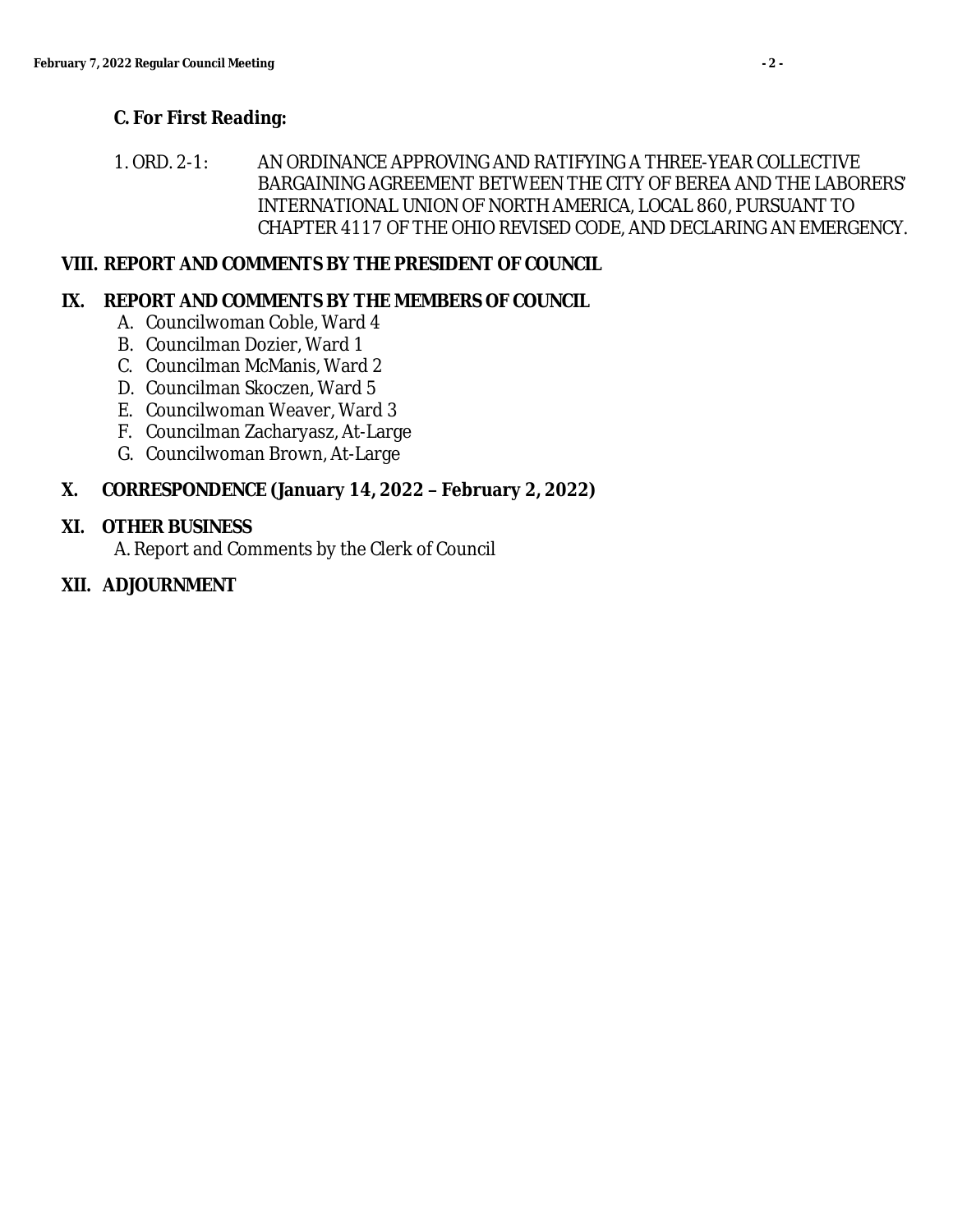### C. For First Reading:

1. ORD. 2-1: AN ORDINANCE APPROVING AND RATIFYING A THREE-YEAR COLLECTIVE BARGAINING AGREEMENT BETWEEN THE CITY OF BEREA AND THE LABORERS' INTERNATIONAL UNION OF NORTH AMERICA, LOCAL 860, PURSUANT TO CHAPTER 4117 OF THE OHIO REVISED CODE, AND DECLARING AN EMERGENCY.

## VIII. REPORT AND COMMENTS BY THE PRESIDENT OF COUNCIL

## IX. REPORT AND COMMENTS BY THE MEMBERS OF COUNCIL

A. Councilwoman Coble, Ward 4
B. Councilman Dozier, Ward 1
C. Councilman McManis, Ward 2
D. Councilman Skoczen, Ward 5
E. Councilwoman Weaver, Ward 3
F. Councilman Zacharyasz, At-Large
G. Councilwoman Brown, At-Large

## X. CORRESPONDENCE (January 14, 2022 – February 2, 2022)

## XI. OTHER BUSINESS

A. Report and Comments by the Clerk of Council

## XII. ADJOURNMENT